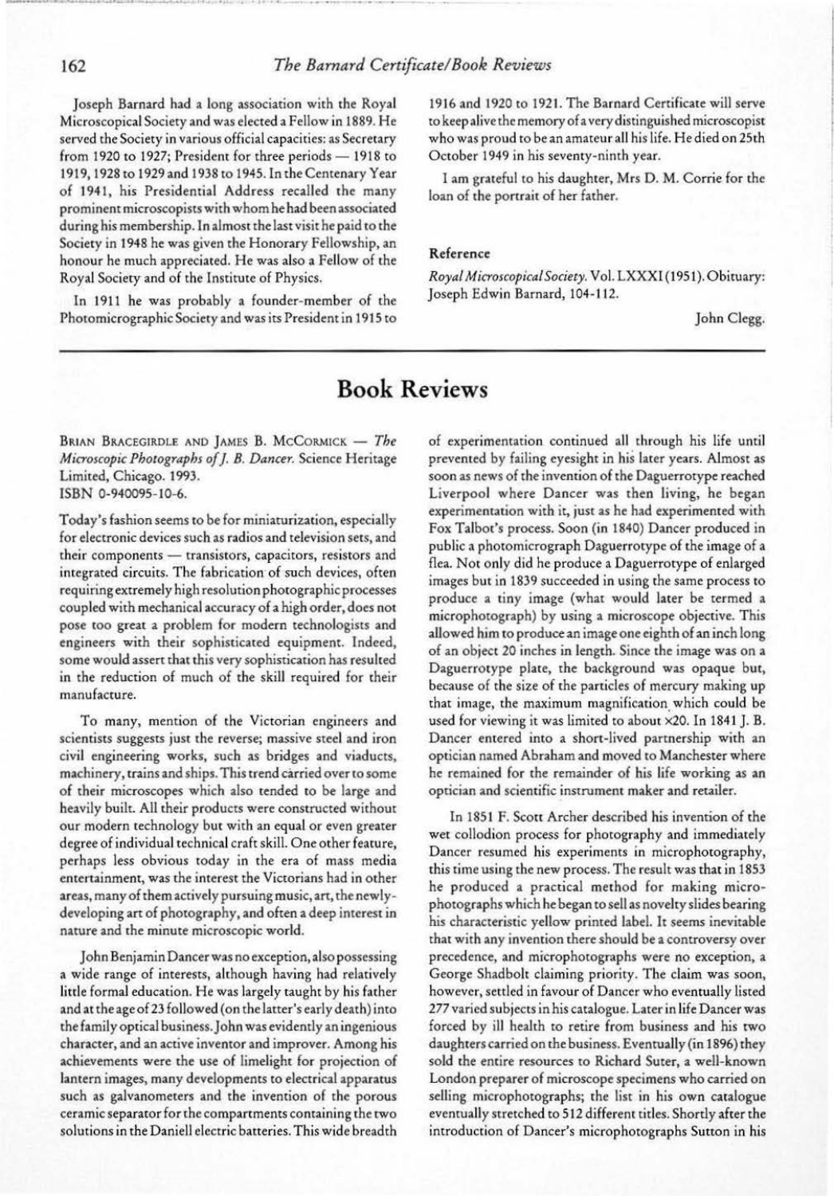Joseph Barnard had a long association with the Royal Microscopical Society and was elected a Fellow in 1889. He served the Society in various official capacities: as Secretary from 1920 to 1927; President for three periods — 1918 to 1919, 1928 to 1929 and 1938 to 1945. In the Centenary Year of 1941, his Presidential Address recalled the many prominent microscopists with whom he had been associated during his membership. In almost the last visit he paid to the Society in 1948 he was given the Honorary Fellowship, an honour he much appreciated. He was also a Fellow of the Royal Society and of the Institute of Physics.

In 1911 he was probably a founder-member of the Photomicrographic Society and was its President in 1915 to 1916 and 1920 to 1921. The Barnard Certificate will serve to keep alive the memory of a very distinguished microscopist who was proud to be an amateur all his life. He died on 25th October 1949 in his seventy-ninth year.

I am grateful to his daughter, Mrs D. M. Corrie for the loan of the portrait of her father.

### Reference

*Royal Microscopical Society*. Vol. LXXXI (1951). Obituary: Joseph Edwin Barnard, 104-112.

John Clegg.

# Book Reviews

Brian Bracegirdle and James B. McCormick — *The Microscopic Photographs of J. B. Dancer.* Science Heritage Limited, Chicago. 1993.
ISBN 0-940095-10-6.

Today's fashion seems to be for miniaturization, especially for electronic devices such as radios and television sets, and their components — transistors, capacitors, resistors and integrated circuits. The fabrication of such devices, often requiring extremely high resolution photographic processes coupled with mechanical accuracy of a high order, does not pose too great a problem for modern technologists and engineers with their sophisticated equipment. Indeed, some would assert that this very sophistication has resulted in the reduction of much of the skill required for their manufacture.

To many, mention of the Victorian engineers and scientists suggests just the reverse; massive steel and iron civil engineering works, such as bridges and viaducts, machinery, trains and ships. This trend carried over to some of their microscopes which also tended to be large and heavily built. All their products were constructed without our modern technology but with an equal or even greater degree of individual technical craft skill. One other feature, perhaps less obvious today in the era of mass media entertainment, was the interest the Victorians had in other areas, many of them actively pursuing music, art, the newly-developing art of photography, and often a deep interest in nature and the minute microscopic world.

John Benjamin Dancer was no exception, also possessing a wide range of interests, although having had relatively little formal education. He was largely taught by his father and at the age of 23 followed (on the latter's early death) into the family optical business. John was evidently an ingenious character, and an active inventor and improver. Among his achievements were the use of limelight for projection of lantern images, many developments to electrical apparatus such as galvanometers and the invention of the porous ceramic separator for the compartments containing the two solutions in the Daniell electric batteries. This wide breadth of experimentation continued all through his life until prevented by failing eyesight in his later years. Almost as soon as news of the invention of the Daguerrotype reached Liverpool where Dancer was then living, he began experimentation with it, just as he had experimented with Fox Talbot's process. Soon (in 1840) Dancer produced in public a photomicrograph Daguerrotype of the image of a flea. Not only did he produce a Daguerrotype of enlarged images but in 1839 succeeded in using the same process to produce a tiny image (what would later be termed a microphotograph) by using a microscope objective. This allowed him to produce an image one eighth of an inch long of an object 20 inches in length. Since the image was on a Daguerrotype plate, the background was opaque but, because of the size of the particles of mercury making up that image, the maximum magnification which could be used for viewing it was limited to about ×20. In 1841 J. B. Dancer entered into a short-lived partnership with an optician named Abraham and moved to Manchester where he remained for the remainder of his life working as an optician and scientific instrument maker and retailer.

In 1851 F. Scott Archer described his invention of the wet collodion process for photography and immediately Dancer resumed his experiments in microphotography, this time using the new process. The result was that in 1853 he produced a practical method for making microphotographs which he began to sell as novelty slides bearing his characteristic yellow printed label. It seems inevitable that with any invention there should be a controversy over precedence, and microphotographs were no exception, a George Shadbolt claiming priority. The claim was soon, however, settled in favour of Dancer who eventually listed 277 varied subjects in his catalogue. Later in life Dancer was forced by ill health to retire from business and his two daughters carried on the business. Eventually (in 1896) they sold the entire resources to Richard Suter, a well-known London preparer of microscope specimens who carried on selling microphotographs; the list in his own catalogue eventually stretched to 512 different titles. Shortly after the introduction of Dancer's microphotographs Sutton in his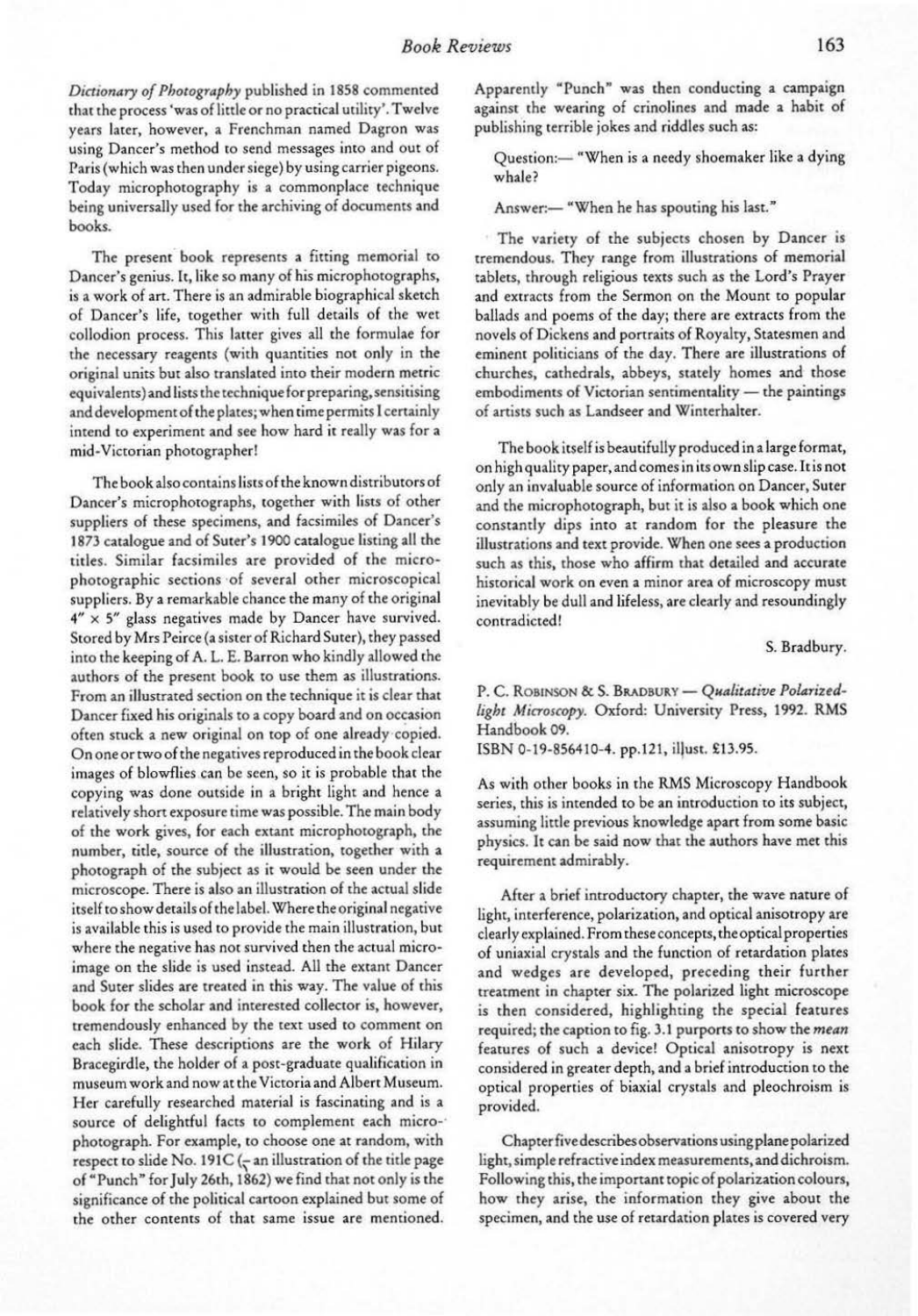*Dictionary of Photography* published in 1858 commented that the process 'was of little or no practical utility'. Twelve years later, however, a Frenchman named Dagron was using Dancer's method to send messages into and out of Paris (which was then under siege) by using carrier pigeons. Today microphotography is a commonplace technique being universally used for the archiving of documents and books.

The present book represents a fitting memorial to Dancer's genius. It, like so many of his microphotographs, is a work of art. There is an admirable biographical sketch of Dancer's life, together with full details of the wet collodion process. This latter gives all the formulae for the necessary reagents (with quantities not only in the original units but also translated into their modern metric equivalents) and lists the technique for preparing, sensitising and development of the plates; when time permits I certainly intend to experiment and see how hard it really was for a mid-Victorian photographer!

The book also contains lists of the known distributors of Dancer's microphotographs, together with lists of other suppliers of these specimens, and facsimiles of Dancer's 1873 catalogue and of Suter's 1900 catalogue listing all the titles. Similar facsimiles are provided of the microphotographic sections of several other microscopical suppliers. By a remarkable chance the many of the original 4" × 5" glass negatives made by Dancer have survived. Stored by Mrs Peirce (a sister of Richard Suter), they passed into the keeping of A. L. E. Barron who kindly allowed the authors of the present book to use them as illustrations. From an illustrated section on the technique it is clear that Dancer fixed his originals to a copy board and on occasion often stuck a new original on top of one already copied. On one or two of the negatives reproduced in the book clear images of blowflies can be seen, so it is probable that the copying was done outside in a bright light and hence a relatively short exposure time was possible. The main body of the work gives, for each extant microphotograph, the number, title, source of the illustration, together with a photograph of the subject as it would be seen under the microscope. There is also an illustration of the actual slide itself to show details of the label. Where the original negative is available this is used to provide the main illustration, but where the negative has not survived then the actual micro-image on the slide is used instead. All the extant Dancer and Suter slides are treated in this way. The value of this book for the scholar and interested collector is, however, tremendously enhanced by the text used to comment on each slide. These descriptions are the work of Hilary Bracegirdle, the holder of a post-graduate qualification in museum work and now at the Victoria and Albert Museum. Her carefully researched material is fascinating and is a source of delightful facts to complement each microphotograph. For example, to choose one at random, with respect to slide No. 191C (– an illustration of the title page of "Punch" for July 26th, 1862) we find that not only is the significance of the political cartoon explained but some of the other contents of that same issue are mentioned. Apparently "Punch" was then conducting a campaign against the wearing of crinolines and made a habit of publishing terrible jokes and riddles such as:

> Question:— "When is a needy shoemaker like a dying whale?
>
> Answer:— "When he has spouting his last."

The variety of the subjects chosen by Dancer is tremendous. They range from illustrations of memorial tablets, through religious texts such as the Lord's Prayer and extracts from the Sermon on the Mount to popular ballads and poems of the day; there are extracts from the novels of Dickens and portraits of Royalty, Statesmen and eminent politicians of the day. There are illustrations of churches, cathedrals, abbeys, stately homes and those embodiments of Victorian sentimentality — the paintings of artists such as Landseer and Winterhalter.

The book itself is beautifully produced in a large format, on high quality paper, and comes in its own slip case. It is not only an invaluable source of information on Dancer, Suter and the microphotograph, but it is also a book which one constantly dips into at random for the pleasure the illustrations and text provide. When one sees a production such as this, those who affirm that detailed and accurate historical work on even a minor area of microscopy must inevitably be dull and lifeless, are clearly and resoundingly contradicted!

S. Bradbury.

P. C. Robinson & S. Bradbury — *Qualitative Polarized-light Microscopy*. Oxford: University Press, 1992. RMS Handbook 09.
ISBN 0-19-856410-4. pp.121, illust. £13.95.

As with other books in the RMS Microscopy Handbook series, this is intended to be an introduction to its subject, assuming little previous knowledge apart from some basic physics. It can be said now that the authors have met this requirement admirably.

After a brief introductory chapter, the wave nature of light, interference, polarization, and optical anisotropy are clearly explained. From these concepts, the optical properties of uniaxial crystals and the function of retardation plates and wedges are developed, preceding their further treatment in chapter six. The polarized light microscope is then considered, highlighting the special features required; the caption to fig. 3.1 purports to show the *mean* features of such a device! Optical anisotropy is next considered in greater depth, and a brief introduction to the optical properties of biaxial crystals and pleochroism is provided.

Chapter five describes observations using plane polarized light, simple refractive index measurements, and dichroism. Following this, the important topic of polarization colours, how they arise, the information they give about the specimen, and the use of retardation plates is covered very